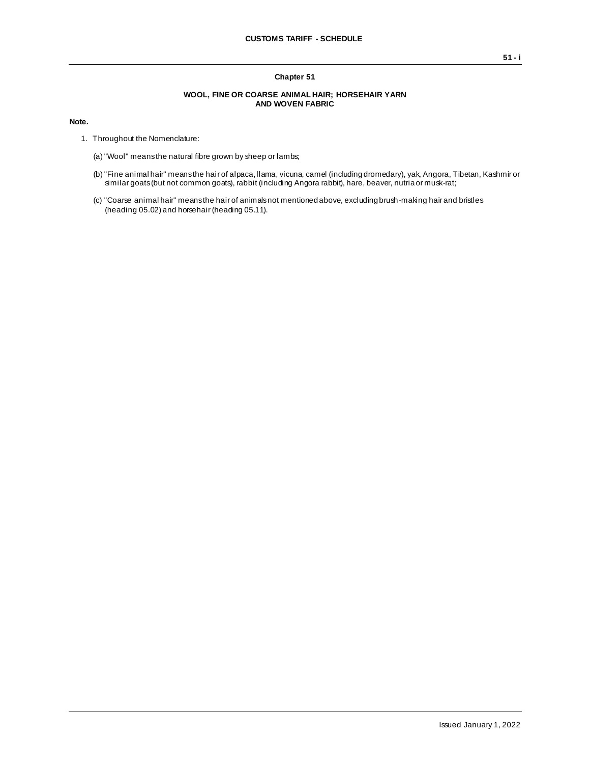## Chapter 51

### WOOL, FINE OR COARSE ANIMAL HAIR; HORSEHAIR YARN AND WOVEN FABRIC

**Note.**

1. Throughout the Nomenclature:

   (a) "Wool" means the natural fibre grown by sheep or lambs;

   (b) "Fine animal hair" means the hair of alpaca, llama, vicuna, camel (including dromedary), yak, Angora, Tibetan, Kashmir or similar goats (but not common goats), rabbit (including Angora rabbit), hare, beaver, nutria or musk-rat;

   (c) "Coarse animal hair" means the hair of animals not mentioned above, excluding brush-making hair and bristles (heading 05.02) and horsehair (heading 05.11).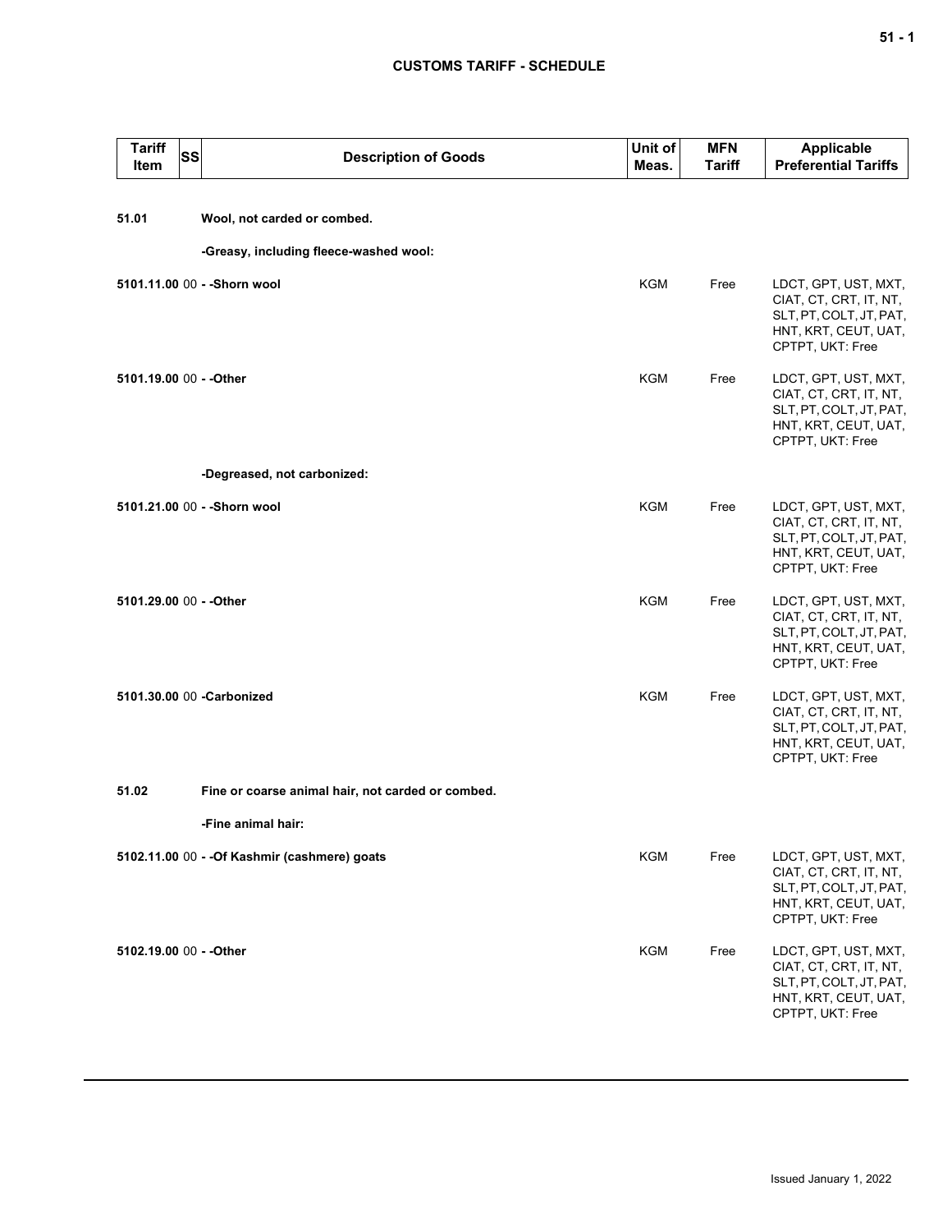| Tariff Item | SS | Description of Goods | Unit of Meas. | MFN Tariff | Applicable Preferential Tariffs |
|---|---|---|---|---|---|
| **51.01** | | **Wool, not carded or combed.** | | | |
| | | **-Greasy, including fleece-washed wool:** | | | |
| **5101.11.00** | 00 | **- -Shorn wool** | KGM | Free | LDCT, GPT, UST, MXT, CIAT, CT, CRT, IT, NT, SLT, PT, COLT, JT, PAT, HNT, KRT, CEUT, UAT, CPTPT, UKT: Free |
| **5101.19.00** | 00 | **- -Other** | KGM | Free | LDCT, GPT, UST, MXT, CIAT, CT, CRT, IT, NT, SLT, PT, COLT, JT, PAT, HNT, KRT, CEUT, UAT, CPTPT, UKT: Free |
| | | **-Degreased, not carbonized:** | | | |
| **5101.21.00** | 00 | **- -Shorn wool** | KGM | Free | LDCT, GPT, UST, MXT, CIAT, CT, CRT, IT, NT, SLT, PT, COLT, JT, PAT, HNT, KRT, CEUT, UAT, CPTPT, UKT: Free |
| **5101.29.00** | 00 | **- -Other** | KGM | Free | LDCT, GPT, UST, MXT, CIAT, CT, CRT, IT, NT, SLT, PT, COLT, JT, PAT, HNT, KRT, CEUT, UAT, CPTPT, UKT: Free |
| **5101.30.00** | 00 | **-Carbonized** | KGM | Free | LDCT, GPT, UST, MXT, CIAT, CT, CRT, IT, NT, SLT, PT, COLT, JT, PAT, HNT, KRT, CEUT, UAT, CPTPT, UKT: Free |
| **51.02** | | **Fine or coarse animal hair, not carded or combed.** | | | |
| | | **-Fine animal hair:** | | | |
| **5102.11.00** | 00 | **- -Of Kashmir (cashmere) goats** | KGM | Free | LDCT, GPT, UST, MXT, CIAT, CT, CRT, IT, NT, SLT, PT, COLT, JT, PAT, HNT, KRT, CEUT, UAT, CPTPT, UKT: Free |
| **5102.19.00** | 00 | **- -Other** | KGM | Free | LDCT, GPT, UST, MXT, CIAT, CT, CRT, IT, NT, SLT, PT, COLT, JT, PAT, HNT, KRT, CEUT, UAT, CPTPT, UKT: Free |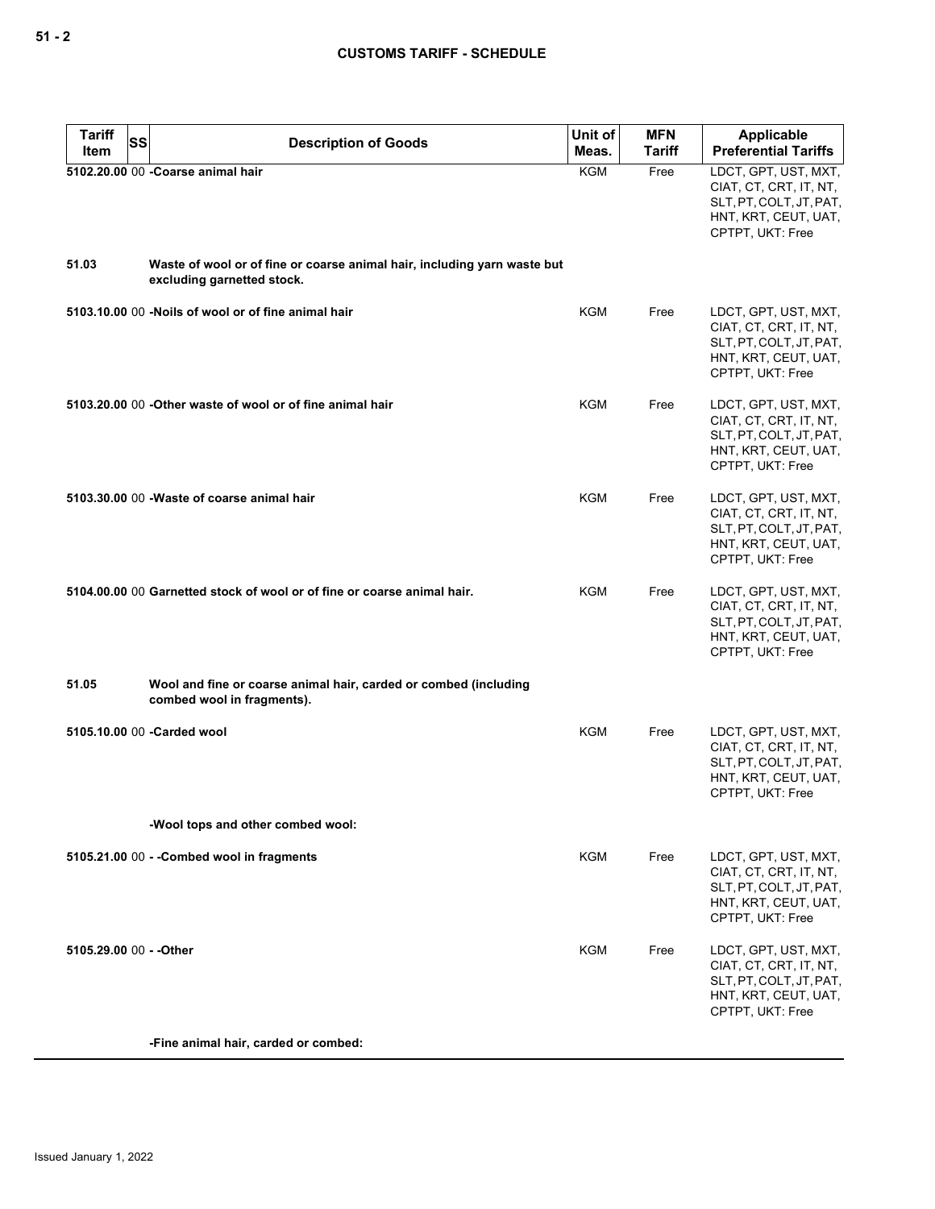| Tariff Item | SS | Description of Goods | Unit of Meas. | MFN Tariff | Applicable Preferential Tariffs |
|---|---|---|---|---|---|
| **5102.20.00** | 00 | **-Coarse animal hair** | KGM | Free | LDCT, GPT, UST, MXT, CIAT, CT, CRT, IT, NT, SLT, PT, COLT, JT, PAT, HNT, KRT, CEUT, UAT, CPTPT, UKT: Free |
| **51.03** | | **Waste of wool or of fine or coarse animal hair, including yarn waste but excluding garnetted stock.** | | | |
| **5103.10.00** | 00 | **-Noils of wool or of fine animal hair** | KGM | Free | LDCT, GPT, UST, MXT, CIAT, CT, CRT, IT, NT, SLT, PT, COLT, JT, PAT, HNT, KRT, CEUT, UAT, CPTPT, UKT: Free |
| **5103.20.00** | 00 | **-Other waste of wool or of fine animal hair** | KGM | Free | LDCT, GPT, UST, MXT, CIAT, CT, CRT, IT, NT, SLT, PT, COLT, JT, PAT, HNT, KRT, CEUT, UAT, CPTPT, UKT: Free |
| **5103.30.00** | 00 | **-Waste of coarse animal hair** | KGM | Free | LDCT, GPT, UST, MXT, CIAT, CT, CRT, IT, NT, SLT, PT, COLT, JT, PAT, HNT, KRT, CEUT, UAT, CPTPT, UKT: Free |
| **5104.00.00** | 00 | **Garnetted stock of wool or of fine or coarse animal hair.** | KGM | Free | LDCT, GPT, UST, MXT, CIAT, CT, CRT, IT, NT, SLT, PT, COLT, JT, PAT, HNT, KRT, CEUT, UAT, CPTPT, UKT: Free |
| **51.05** | | **Wool and fine or coarse animal hair, carded or combed (including combed wool in fragments).** | | | |
| **5105.10.00** | 00 | **-Carded wool** | KGM | Free | LDCT, GPT, UST, MXT, CIAT, CT, CRT, IT, NT, SLT, PT, COLT, JT, PAT, HNT, KRT, CEUT, UAT, CPTPT, UKT: Free |
| | | **-Wool tops and other combed wool:** | | | |
| **5105.21.00** | 00 | **- -Combed wool in fragments** | KGM | Free | LDCT, GPT, UST, MXT, CIAT, CT, CRT, IT, NT, SLT, PT, COLT, JT, PAT, HNT, KRT, CEUT, UAT, CPTPT, UKT: Free |
| **5105.29.00** | 00 | **- -Other** | KGM | Free | LDCT, GPT, UST, MXT, CIAT, CT, CRT, IT, NT, SLT, PT, COLT, JT, PAT, HNT, KRT, CEUT, UAT, CPTPT, UKT: Free |
| | | **-Fine animal hair, carded or combed:** | | | |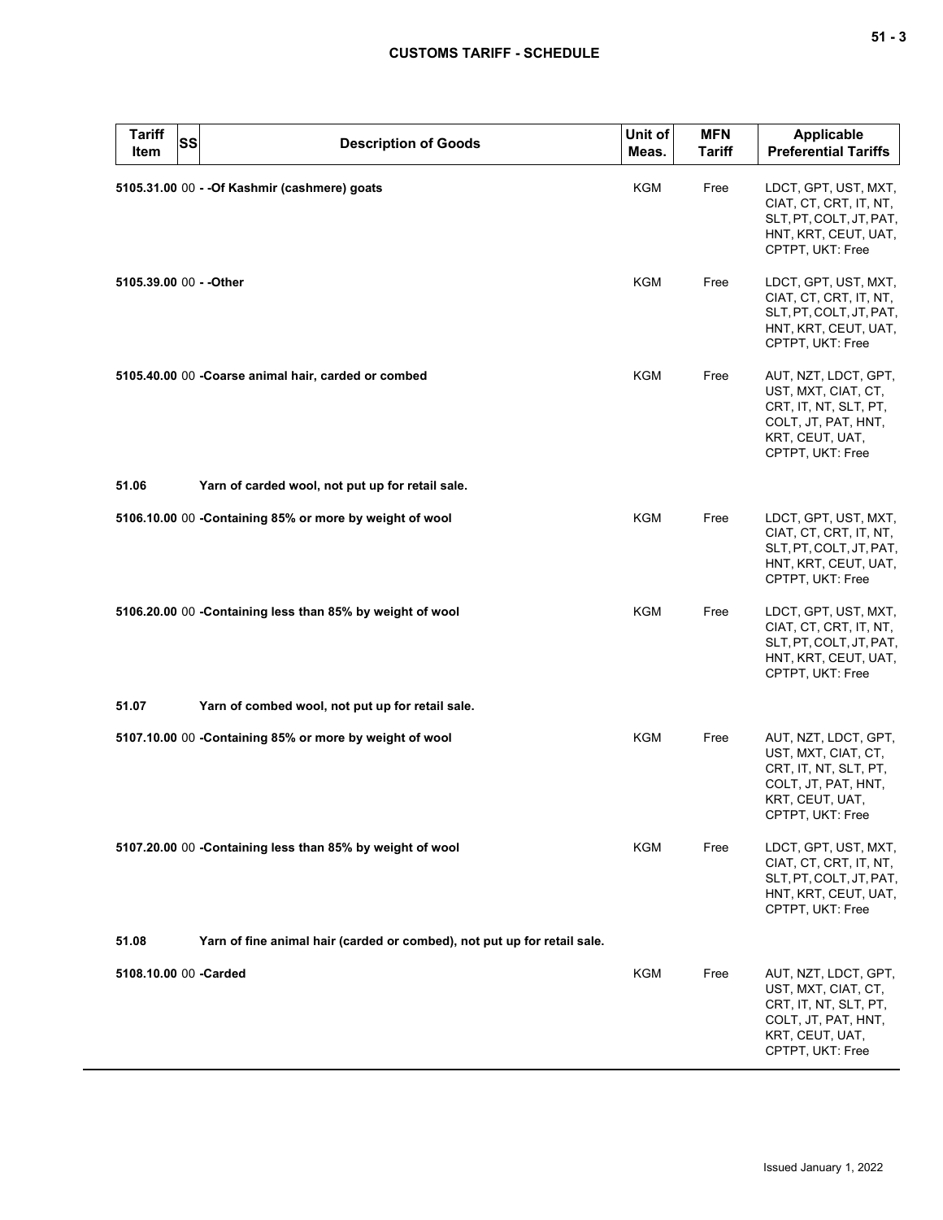| Tariff Item | SS | Description of Goods | Unit of Meas. | MFN Tariff | Applicable Preferential Tariffs |
|---|---|---|---|---|---|
| 5105.31.00 | 00 | - -Of Kashmir (cashmere) goats | KGM | Free | LDCT, GPT, UST, MXT, CIAT, CT, CRT, IT, NT, SLT, PT, COLT, JT, PAT, HNT, KRT, CEUT, UAT, CPTPT, UKT: Free |
| 5105.39.00 | 00 | - -Other | KGM | Free | LDCT, GPT, UST, MXT, CIAT, CT, CRT, IT, NT, SLT, PT, COLT, JT, PAT, HNT, KRT, CEUT, UAT, CPTPT, UKT: Free |
| 5105.40.00 | 00 | -Coarse animal hair, carded or combed | KGM | Free | AUT, NZT, LDCT, GPT, UST, MXT, CIAT, CT, CRT, IT, NT, SLT, PT, COLT, JT, PAT, HNT, KRT, CEUT, UAT, CPTPT, UKT: Free |
| 51.06 | | Yarn of carded wool, not put up for retail sale. | | | |
| 5106.10.00 | 00 | -Containing 85% or more by weight of wool | KGM | Free | LDCT, GPT, UST, MXT, CIAT, CT, CRT, IT, NT, SLT, PT, COLT, JT, PAT, HNT, KRT, CEUT, UAT, CPTPT, UKT: Free |
| 5106.20.00 | 00 | -Containing less than 85% by weight of wool | KGM | Free | LDCT, GPT, UST, MXT, CIAT, CT, CRT, IT, NT, SLT, PT, COLT, JT, PAT, HNT, KRT, CEUT, UAT, CPTPT, UKT: Free |
| 51.07 | | Yarn of combed wool, not put up for retail sale. | | | |
| 5107.10.00 | 00 | -Containing 85% or more by weight of wool | KGM | Free | AUT, NZT, LDCT, GPT, UST, MXT, CIAT, CT, CRT, IT, NT, SLT, PT, COLT, JT, PAT, HNT, KRT, CEUT, UAT, CPTPT, UKT: Free |
| 5107.20.00 | 00 | -Containing less than 85% by weight of wool | KGM | Free | LDCT, GPT, UST, MXT, CIAT, CT, CRT, IT, NT, SLT, PT, COLT, JT, PAT, HNT, KRT, CEUT, UAT, CPTPT, UKT: Free |
| 51.08 | | Yarn of fine animal hair (carded or combed), not put up for retail sale. | | | |
| 5108.10.00 | 00 | -Carded | KGM | Free | AUT, NZT, LDCT, GPT, UST, MXT, CIAT, CT, CRT, IT, NT, SLT, PT, COLT, JT, PAT, HNT, KRT, CEUT, UAT, CPTPT, UKT: Free |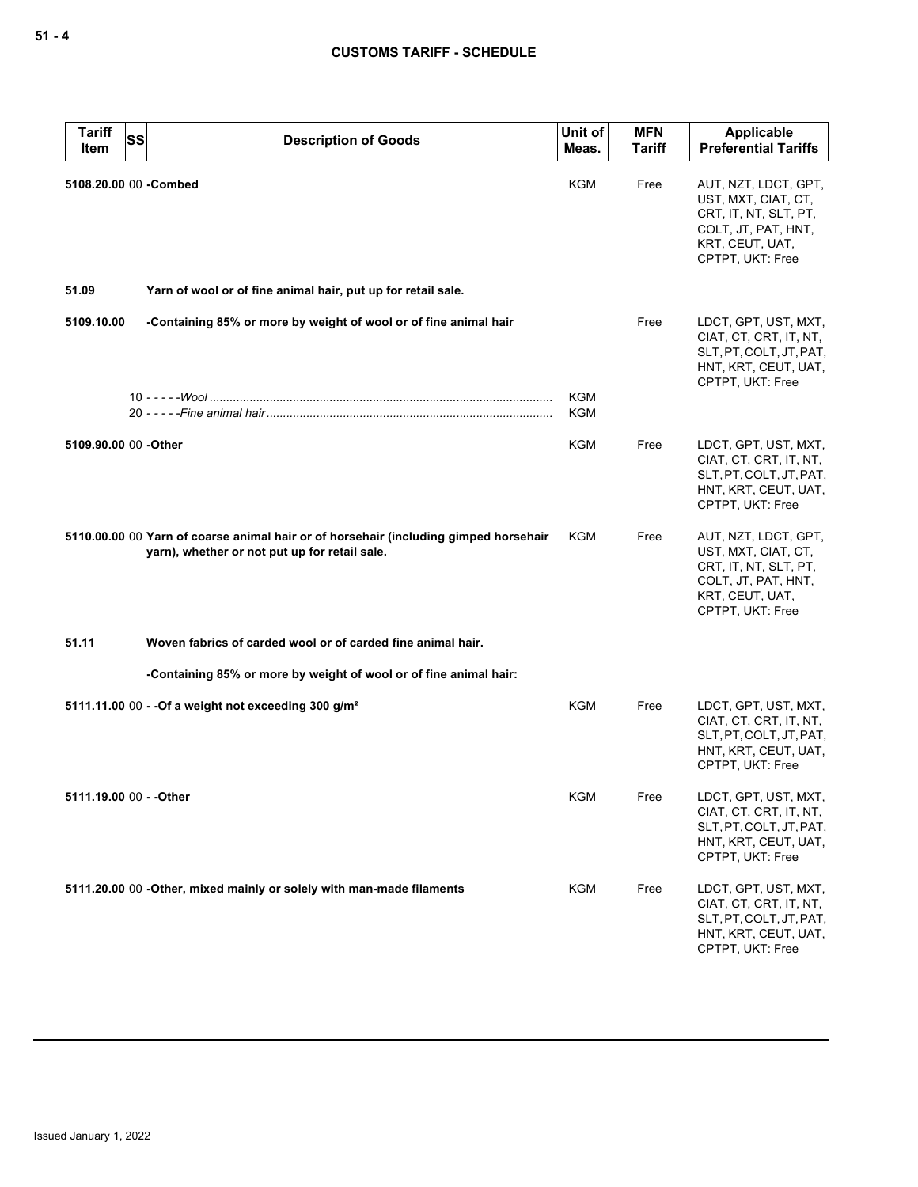| Tariff Item | SS | Description of Goods | Unit of Meas. | MFN Tariff | Applicable Preferential Tariffs |
|---|---|---|---|---|---|
| 5108.20.00 | 00 | -Combed | KGM | Free | AUT, NZT, LDCT, GPT, UST, MXT, CIAT, CT, CRT, IT, NT, SLT, PT, COLT, JT, PAT, HNT, KRT, CEUT, UAT, CPTPT, UKT: Free |
| 51.09 | | Yarn of wool or of fine animal hair, put up for retail sale. | | | |
| 5109.10.00 | | -Containing 85% or more by weight of wool or of fine animal hair | | Free | LDCT, GPT, UST, MXT, CIAT, CT, CRT, IT, NT, SLT, PT, COLT, JT, PAT, HNT, KRT, CEUT, UAT, CPTPT, UKT: Free |
| | 10 | - - - - -Wool | KGM | | |
| | 20 | - - - - -Fine animal hair | KGM | | |
| 5109.90.00 | 00 | -Other | KGM | Free | LDCT, GPT, UST, MXT, CIAT, CT, CRT, IT, NT, SLT, PT, COLT, JT, PAT, HNT, KRT, CEUT, UAT, CPTPT, UKT: Free |
| 5110.00.00 | 00 | Yarn of coarse animal hair or of horsehair (including gimped horsehair yarn), whether or not put up for retail sale. | KGM | Free | AUT, NZT, LDCT, GPT, UST, MXT, CIAT, CT, CRT, IT, NT, SLT, PT, COLT, JT, PAT, HNT, KRT, CEUT, UAT, CPTPT, UKT: Free |
| 51.11 | | Woven fabrics of carded wool or of carded fine animal hair. | | | |
| | | -Containing 85% or more by weight of wool or of fine animal hair: | | | |
| 5111.11.00 | 00 | - -Of a weight not exceeding 300 g/m² | KGM | Free | LDCT, GPT, UST, MXT, CIAT, CT, CRT, IT, NT, SLT, PT, COLT, JT, PAT, HNT, KRT, CEUT, UAT, CPTPT, UKT: Free |
| 5111.19.00 | 00 | - -Other | KGM | Free | LDCT, GPT, UST, MXT, CIAT, CT, CRT, IT, NT, SLT, PT, COLT, JT, PAT, HNT, KRT, CEUT, UAT, CPTPT, UKT: Free |
| 5111.20.00 | 00 | -Other, mixed mainly or solely with man-made filaments | KGM | Free | LDCT, GPT, UST, MXT, CIAT, CT, CRT, IT, NT, SLT, PT, COLT, JT, PAT, HNT, KRT, CEUT, UAT, CPTPT, UKT: Free |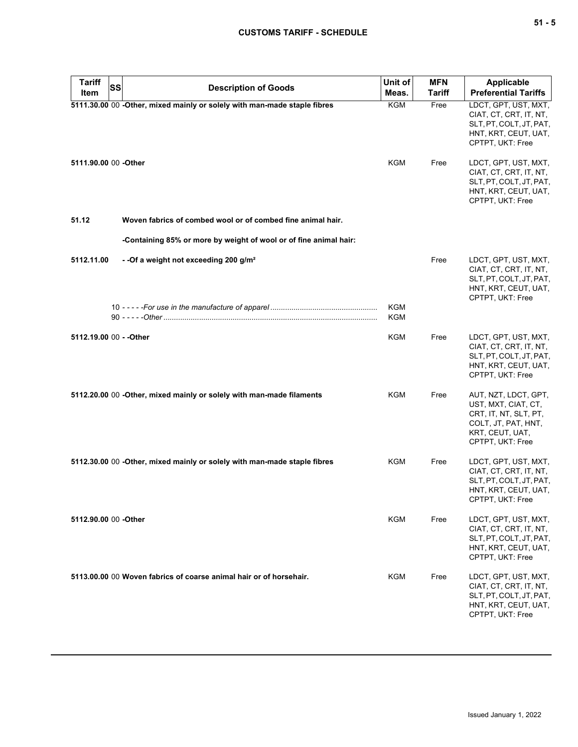| Tariff Item | SS | Description of Goods | Unit of Meas. | MFN Tariff | Applicable Preferential Tariffs |
|---|---|---|---|---|---|
| 5111.30.00 | 00 | **-Other, mixed mainly or solely with man-made staple fibres** | KGM | Free | LDCT, GPT, UST, MXT, CIAT, CT, CRT, IT, NT, SLT, PT, COLT, JT, PAT, HNT, KRT, CEUT, UAT, CPTPT, UKT: Free |
| 5111.90.00 | 00 | **-Other** | KGM | Free | LDCT, GPT, UST, MXT, CIAT, CT, CRT, IT, NT, SLT, PT, COLT, JT, PAT, HNT, KRT, CEUT, UAT, CPTPT, UKT: Free |
| **51.12** | | **Woven fabrics of combed wool or of combed fine animal hair.** | | | |
| | | **-Containing 85% or more by weight of wool or of fine animal hair:** | | | |
| **5112.11.00** | | **- -Of a weight not exceeding 200 g/m²** | | Free | LDCT, GPT, UST, MXT, CIAT, CT, CRT, IT, NT, SLT, PT, COLT, JT, PAT, HNT, KRT, CEUT, UAT, CPTPT, UKT: Free |
| | 10 | - - - - -*For use in the manufacture of apparel* | KGM | | |
| | 90 | - - - - -*Other* | KGM | | |
| 5112.19.00 | 00 | **- -Other** | KGM | Free | LDCT, GPT, UST, MXT, CIAT, CT, CRT, IT, NT, SLT, PT, COLT, JT, PAT, HNT, KRT, CEUT, UAT, CPTPT, UKT: Free |
| 5112.20.00 | 00 | **-Other, mixed mainly or solely with man-made filaments** | KGM | Free | AUT, NZT, LDCT, GPT, UST, MXT, CIAT, CT, CRT, IT, NT, SLT, PT, COLT, JT, PAT, HNT, KRT, CEUT, UAT, CPTPT, UKT: Free |
| 5112.30.00 | 00 | **-Other, mixed mainly or solely with man-made staple fibres** | KGM | Free | LDCT, GPT, UST, MXT, CIAT, CT, CRT, IT, NT, SLT, PT, COLT, JT, PAT, HNT, KRT, CEUT, UAT, CPTPT, UKT: Free |
| 5112.90.00 | 00 | **-Other** | KGM | Free | LDCT, GPT, UST, MXT, CIAT, CT, CRT, IT, NT, SLT, PT, COLT, JT, PAT, HNT, KRT, CEUT, UAT, CPTPT, UKT: Free |
| 5113.00.00 | 00 | **Woven fabrics of coarse animal hair or of horsehair.** | KGM | Free | LDCT, GPT, UST, MXT, CIAT, CT, CRT, IT, NT, SLT, PT, COLT, JT, PAT, HNT, KRT, CEUT, UAT, CPTPT, UKT: Free |